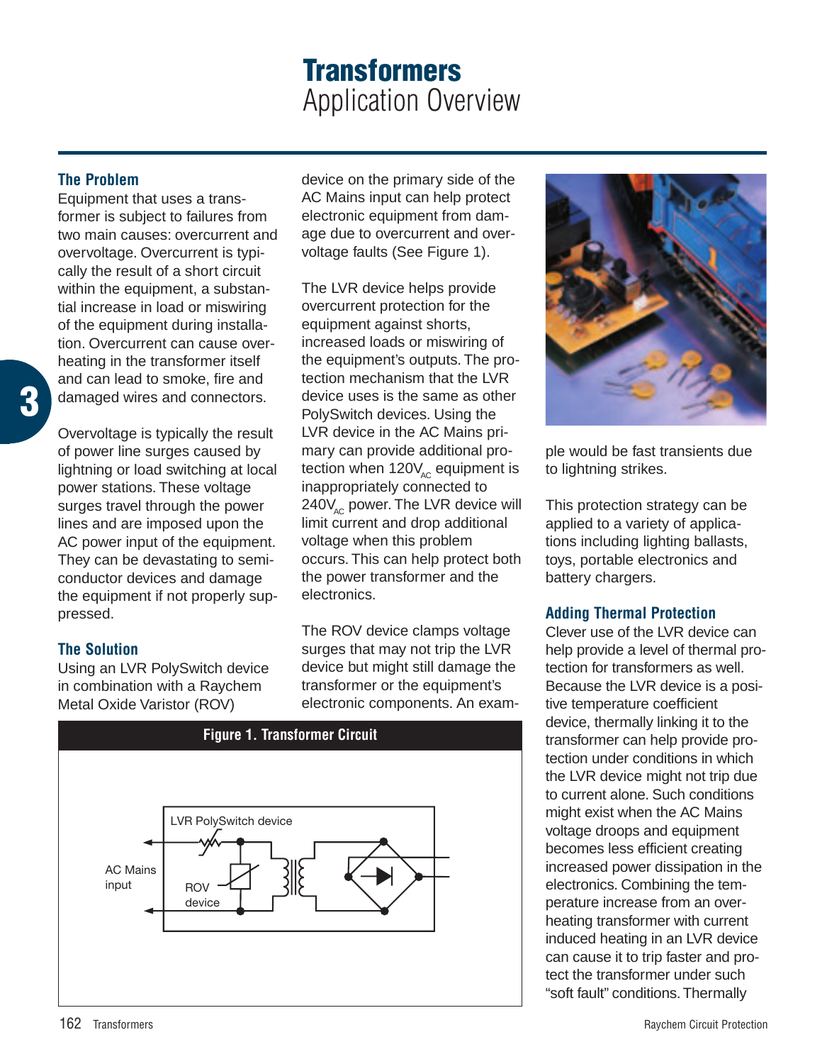# Transformers
Application Overview

## The Problem

Equipment that uses a transformer is subject to failures from two main causes: overcurrent and overvoltage. Overcurrent is typically the result of a short circuit within the equipment, a substantial increase in load or miswiring of the equipment during installation. Overcurrent can cause overheating in the transformer itself and can lead to smoke, fire and damaged wires and connectors.

Overvoltage is typically the result of power line surges caused by lightning or load switching at local power stations. These voltage surges travel through the power lines and are imposed upon the AC power input of the equipment. They can be devastating to semiconductor devices and damage the equipment if not properly suppressed.

## The Solution

Using an LVR PolySwitch device in combination with a Raychem Metal Oxide Varistor (ROV) device on the primary side of the AC Mains input can help protect electronic equipment from damage due to overcurrent and overvoltage faults (See Figure 1).

The LVR device helps provide overcurrent protection for the equipment against shorts, increased loads or miswiring of the equipment's outputs. The protection mechanism that the LVR device uses is the same as other PolySwitch devices. Using the LVR device in the AC Mains primary can provide additional protection when $120V_{AC}$ equipment is inappropriately connected to $240V_{AC}$ power. The LVR device will limit current and drop additional voltage when this problem occurs. This can help protect both the power transformer and the electronics.

The ROV device clamps voltage surges that may not trip the LVR device but might still damage the transformer or the equipment's electronic components. An example would be fast transients due to lightning strikes.

This protection strategy can be applied to a variety of applications including lighting ballasts, toys, portable electronics and battery chargers.

**Figure 1. Transformer Circuit**

AC Mains input — LVR PolySwitch device — ROV device

## Adding Thermal Protection

Clever use of the LVR device can help provide a level of thermal protection for transformers as well. Because the LVR device is a positive temperature coefficient device, thermally linking it to the transformer can help provide protection under conditions in which the LVR device might not trip due to current alone. Such conditions might exist when the AC Mains voltage droops and equipment becomes less efficient creating increased power dissipation in the electronics. Combining the temperature increase from an overheating transformer with current induced heating in an LVR device can cause it to trip faster and protect the transformer under such "soft fault" conditions. Thermally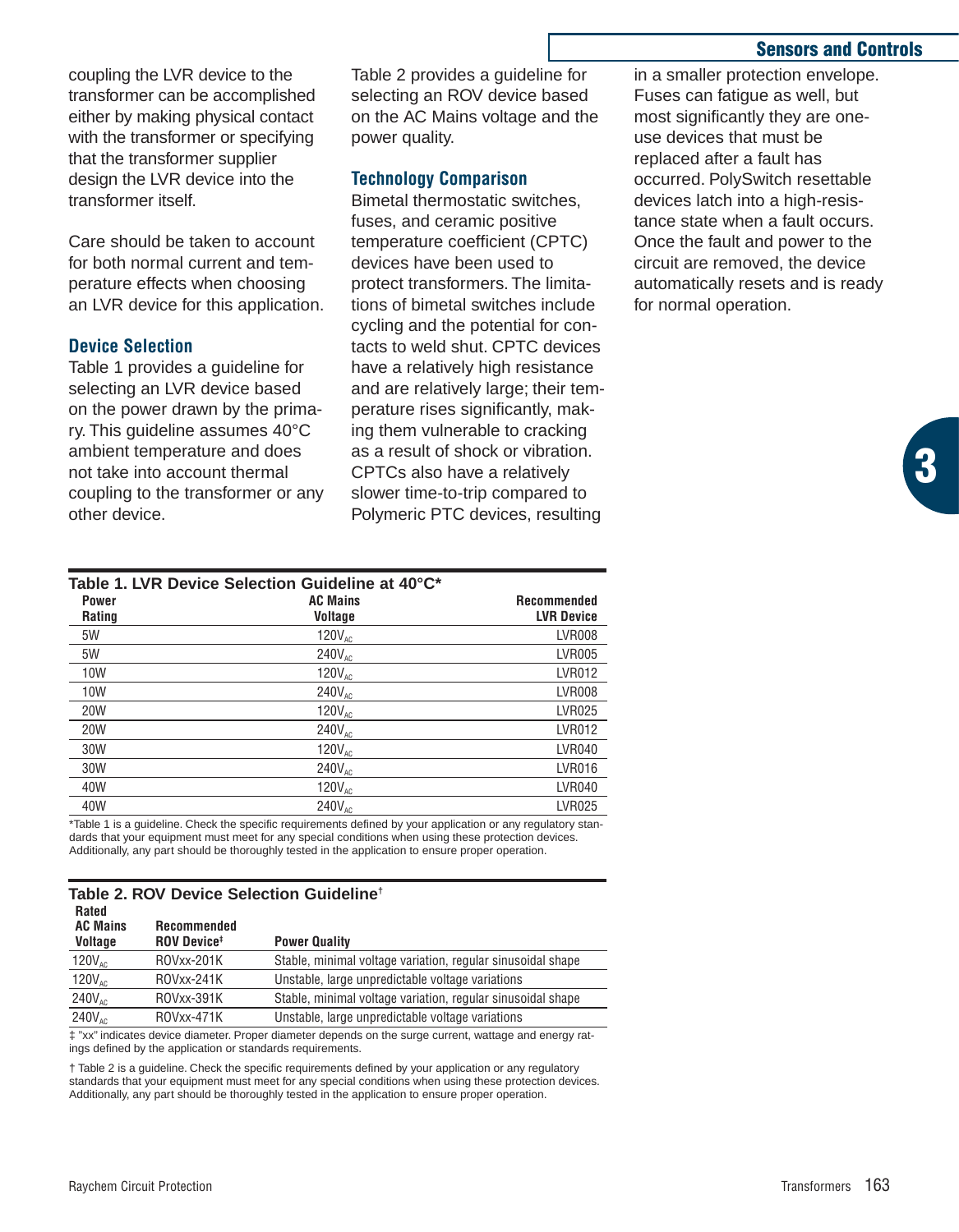coupling the LVR device to the transformer can be accomplished either by making physical contact with the transformer or specifying that the transformer supplier design the LVR device into the transformer itself.

Care should be taken to account for both normal current and temperature effects when choosing an LVR device for this application.

## Device Selection

Table 1 provides a guideline for selecting an LVR device based on the power drawn by the primary. This guideline assumes 40°C ambient temperature and does not take into account thermal coupling to the transformer or any other device.

Table 2 provides a guideline for selecting an ROV device based on the AC Mains voltage and the power quality.

## Technology Comparison

Bimetal thermostatic switches, fuses, and ceramic positive temperature coefficient (CPTC) devices have been used to protect transformers. The limitations of bimetal switches include cycling and the potential for contacts to weld shut. CPTC devices have a relatively high resistance and are relatively large; their temperature rises significantly, making them vulnerable to cracking as a result of shock or vibration. CPTCs also have a relatively slower time-to-trip compared to Polymeric PTC devices, resulting in a smaller protection envelope. Fuses can fatigue as well, but most significantly they are one-use devices that must be replaced after a fault has occurred. PolySwitch resettable devices latch into a high-resistance state when a fault occurs. Once the fault and power to the circuit are removed, the device automatically resets and is ready for normal operation.

**Table 1. LVR Device Selection Guideline at 40°C***

| Power Rating | AC Mains Voltage | Recommended LVR Device |
|---|---|---|
| 5W | $120V_{AC}$ | LVR008 |
| 5W | $240V_{AC}$ | LVR005 |
| 10W | $120V_{AC}$ | LVR012 |
| 10W | $240V_{AC}$ | LVR008 |
| 20W | $120V_{AC}$ | LVR025 |
| 20W | $240V_{AC}$ | LVR012 |
| 30W | $120V_{AC}$ | LVR040 |
| 30W | $240V_{AC}$ | LVR016 |
| 40W | $120V_{AC}$ | LVR040 |
| 40W | $240V_{AC}$ | LVR025 |

*Table 1 is a guideline. Check the specific requirements defined by your application or any regulatory standards that your equipment must meet for any special conditions when using these protection devices. Additionally, any part should be thoroughly tested in the application to ensure proper operation.

**Table 2. ROV Device Selection Guideline†**

| Rated AC Mains Voltage | Recommended ROV Device‡ | Power Quality |
|---|---|---|
| $120V_{AC}$ | ROVxx-201K | Stable, minimal voltage variation, regular sinusoidal shape |
| $120V_{AC}$ | ROVxx-241K | Unstable, large unpredictable voltage variations |
| $240V_{AC}$ | ROVxx-391K | Stable, minimal voltage variation, regular sinusoidal shape |
| $240V_{AC}$ | ROVxx-471K | Unstable, large unpredictable voltage variations |

‡ "xx" indicates device diameter. Proper diameter depends on the surge current, wattage and energy ratings defined by the application or standards requirements.

† Table 2 is a guideline. Check the specific requirements defined by your application or any regulatory standards that your equipment must meet for any special conditions when using these protection devices. Additionally, any part should be thoroughly tested in the application to ensure proper operation.